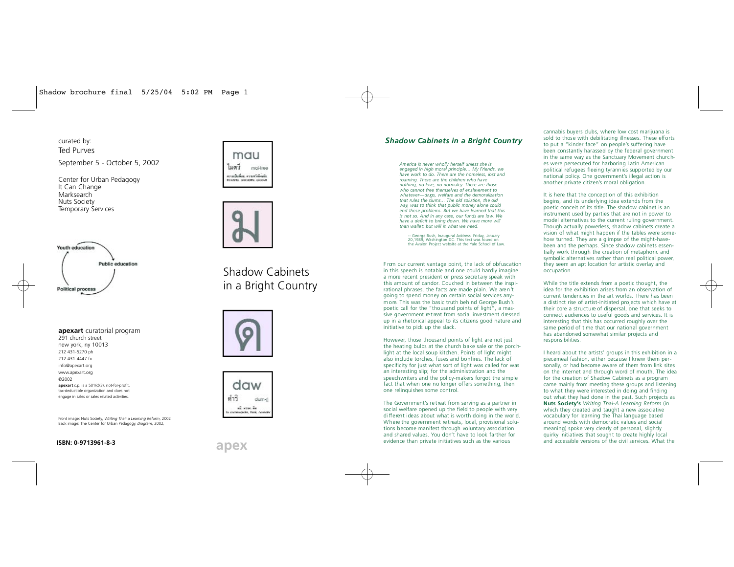curated by:
Ted Purves

September 5 - October 5, 2002

Center for Urban Pedagogy
It Can Change
Marksearch
Nuts Society
Temporary Services

Youth education
Public education
Political process

**apexart** curatorial program
291 church street
new york, ny 10013
212 431-5270 ph
212 431-4447 fx
info@apexart.org
www.apexart.org
©2002
**apexart** c.p. is a 501(c)(3), not-for-profit, tax-deductible organization and does not engage in sales or sales related activities.

Front image: Nuts Society, *Writing Thai: a Learning Reform*, 2002
Back image: The Center for Urban Pedagogy, *Diagram*, 2002,

**ISBN: 0-9713961-8-3**

mau
ไมตรี mai-tree
ความเป็นมิตร, ความปรารถนาดี
friendship, amicability, goodwill

ม

ด

daw
ดำริ dum-ri
ตริ, ตรอง, คิด
to contemplate, think, consider

# Shadow Cabinets in a Bright Country

apex

## *Shadow Cabinets in a Bright Country*

*America is never wholly herself unless she is engaged in high moral principle... My Friends, we have work to do. There are the homeless, lost and roaming. There are the children who have nothing, no love, no normalcy. There are those who cannot free themselves of enslavement to whatever—drugs, welfare and the demoralization that rules the slums... The old solution, the old way, was to think that public money alone could end these problems. But we have learned that this is not so. And in any case, our funds are low. We have a deficit to bring down. We have more will than wallet; but will is what we need.*

-- George Bush, Inaugural Address, Friday, January 20,1989, Washington DC. This text was found on the Avalon Project website at the Yale School of Law.

From our current vantage point, the lack of obfuscation in this speech is notable and one could hardly imagine a more recent president or press secretary speak with this amount of candor. Couched in between the inspirational phrases, the facts are made plain. We aren't going to spend money on certain social services anymore. This was the basic truth behind George Bush's poetic call for the "thousand points of light", a massive government retreat from social investment dressed up in a rhetorical appeal to its citizens good nature and initiative to pick up the slack.

However, those thousand points of light are not just the heating bulbs at the church bake sale or the porchlight at the local soup kitchen. Points of light might also include torches, fuses and bonfires. The lack of specificity for just what sort of light was called for was an interesting slip; for the administration and the speechwriters and the policy-makers forgot the simple fact that when one no longer offers something, then one relinquishes some control.

The Government's retreat from serving as a partner in social welfare opened up the field to people with very different ideas about what is worth doing in the world. Where the government retreats, local, provisional solutions become manifest through voluntary association and shared values. You don't have to look farther for evidence than private initiatives such as the various cannabis buyers clubs, where low cost marijuana is sold to those with debilitating illnesses. These efforts to put a "kinder face" on people's suffering have been constantly harassed by the federal government in the same way as the Sanctuary Movement churches were persecuted for harboring Latin American political refugees fleeing tyrannies supported by our national policy. One government's illegal action is another private citizen's moral obligation.

It is here that the conception of this exhibition begins, and its underlying idea extends from the poetic conceit of its title. The shadow cabinet is an instrument used by parties that are not in power to model alternatives to the current ruling government. Though actually powerless, shadow cabinets create a vision of what might happen if the tables were somehow turned. They are a glimpse of the might-have-been and the perhaps. Since shadow cabinets essentially work through the creation of metaphoric and symbolic alternatives rather than real political power, they seem an apt location for artistic overlay and occupation.

While the title extends from a poetic thought, the idea for the exhibition arises from an observation of current tendencies in the art worlds. There has been a distinct rise of artist-initiated projects which have at their core a structure of dispersal, one that seeks to connect audiences to useful goods and services. It is interesting that this has occurred roughly over the same period of time that our national government has abandoned somewhat similar projects and responsibilities.

I heard about the artists' groups in this exhibition in a piecemeal fashion, either because I knew them personally, or had become aware of them from link sites on the internet and through word of mouth. The idea for the creation of Shadow Cabinets as a program came mainly from meeting these groups and listening to what they were interested in doing and finding out what they had done in the past. Such projects as **Nuts Society's** *Writing Thai-A Learning Reform* (in which they created and taught a new associative vocabulary for learning the Thai language based around words with democratic values and social meaning) spoke very clearly of personal, slightly quirky initiatives that sought to create highly local and accessible versions of the civil services. What the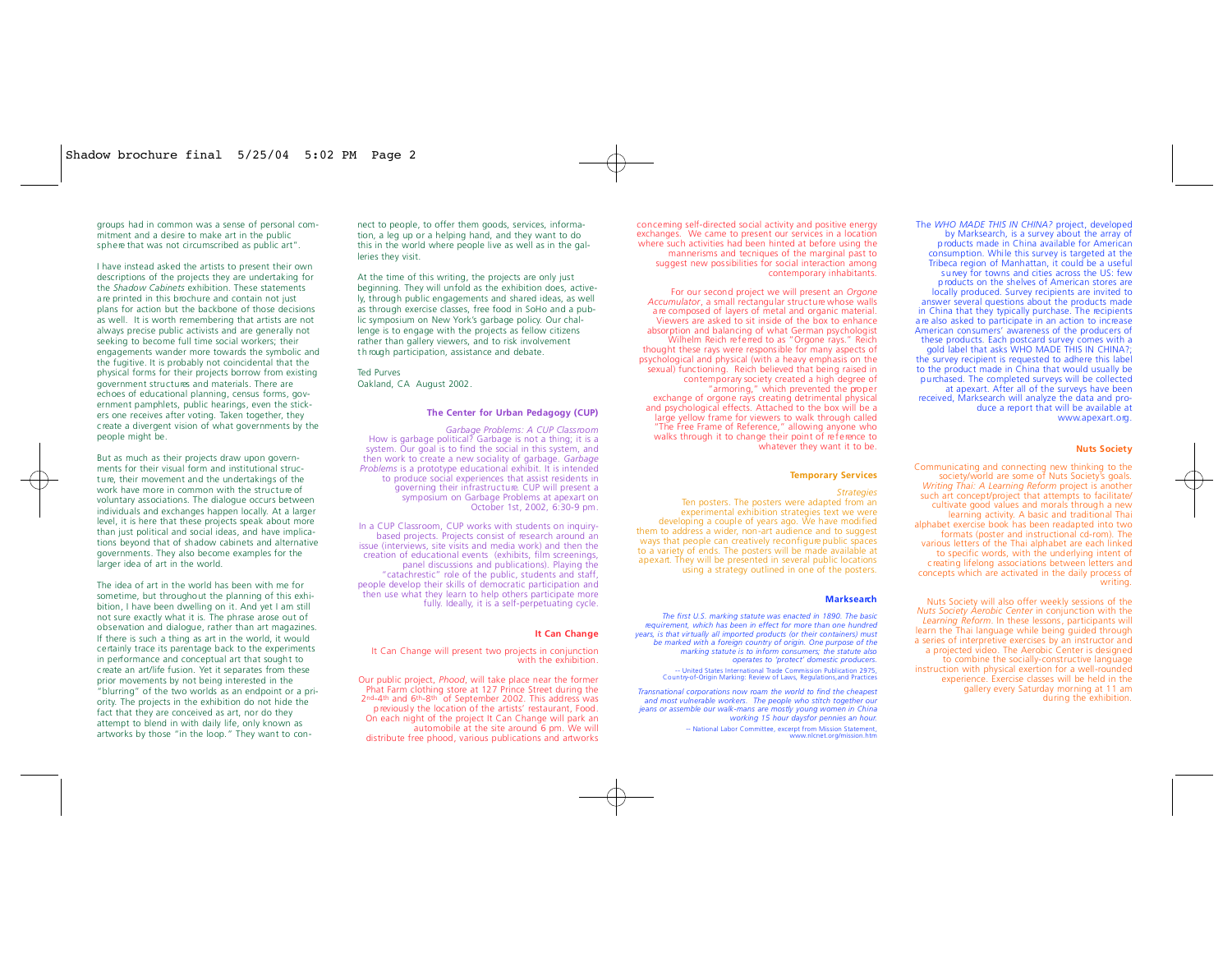groups had in common was a sense of personal commitment and a desire to make art in the public sphere that was not circumscribed as public art".

I have instead asked the artists to present their own descriptions of the projects they are undertaking for the *Shadow Cabinets* exhibition. These statements are printed in this brochure and contain not just plans for action but the backbone of those decisions as well. It is worth remembering that artists are not always precise public activists and are generally not seeking to become full time social workers; their engagements wander more towards the symbolic and the fugitive. It is probably not coincidental that the physical forms for their projects borrow from existing government structures and materials. There are echoes of educational planning, census forms, government pamphlets, public hearings, even the stickers one receives after voting. Taken together, they create a divergent vision of what governments by the people might be.

But as much as their projects draw upon governments for their visual form and institutional structure, their movement and the undertakings of the work have more in common with the structure of voluntary associations. The dialogue occurs between individuals and exchanges happen locally. At a larger level, it is here that these projects speak about more than just political and social ideas, and have implications beyond that of shadow cabinets and alternative governments. They also become examples for the larger idea of art in the world.

The idea of art in the world has been with me for sometime, but throughout the planning of this exhibition, I have been dwelling on it. And yet I am still not sure exactly what it is. The phrase arose out of observation and dialogue, rather than art magazines. If there is such a thing as art in the world, it would certainly trace its parentage back to the experiments in performance and conceptual art that sought to create an art/life fusion. Yet it separates from these prior movements by not being interested in the "blurring" of the two worlds as an endpoint or a priority. The projects in the exhibition do not hide the fact that they are conceived as art, nor do they attempt to blend in with daily life, only known as artworks by those "in the loop." They want to connect to people, to offer them goods, services, information, a leg up or a helping hand, and they want to do this in the world where people live as well as in the galleries they visit.

At the time of this writing, the projects are only just beginning. They will unfold as the exhibition does, actively, through public engagements and shared ideas, as well as through exercise classes, free food in SoHo and a public symposium on New York's garbage policy. Our challenge is to engage with the projects as fellow citizens rather than gallery viewers, and to risk involvement through participation, assistance and debate.

Ted Purves
Oakland, CA August 2002.

## The Center for Urban Pedagogy (CUP)

*Garbage Problems: A CUP Classroom*
How is garbage political? Garbage is not a thing; it is a system. Our goal is to find the social in this system, and then work to create a new sociality of garbage. *Garbage Problems* is a prototype educational exhibit. It is intended to produce social experiences that assist residents in governing their infrastructure. CUP will present a symposium on Garbage Problems at apexart on October 1st, 2002, 6:30-9 pm.

In a CUP Classroom, CUP works with students on inquiry-based projects. Projects consist of research around an issue (interviews, site visits and media work) and then the creation of educational events (exhibits, film screenings, panel discussions and publications). Playing the "catachrestic" role of the public, students and staff, people develop their skills of democratic participation and then use what they learn to help others participate more fully. Ideally, it is a self-perpetuating cycle.

## It Can Change

It Can Change will present two projects in conjunction with the exhibition.

Our public project, *Phood*, will take place near the former Phat Farm clothing store at 127 Prince Street during the 2nd-4th and 6th-8th of September 2002. This address was previously the location of the artists' restaurant, Food. On each night of the project It Can Change will park an automobile at the site around 6 pm. We will distribute free phood, various publications and artworks concerning self-directed social activity and positive energy exchanges. We came to present our services in a location where such activities had been hinted at before using the mannerisms and tecniques of the marginal past to suggest new possibilities for social interaction among contemporary inhabitants.

For our second project we will present an *Orgone Accumulator*, a small rectangular structure whose walls are composed of layers of metal and organic material. Viewers are asked to sit inside of the box to enhance absorption and balancing of what German psychologist Wilhelm Reich referred to as "Orgone rays." Reich thought these rays were responsible for many aspects of psychological and physical (with a heavy emphasis on the sexual) functioning. Reich believed that being raised in contemporary society created a high degree of "armoring," which prevented the proper exchange of orgone rays creating detrimental physical and psychological effects. Attached to the box will be a large yellow frame for viewers to walk through called "The Free Frame of Reference," allowing anyone who walks through it to change their point of reference to whatever they want it to be.

## Temporary Services

*Strategies*
Ten posters. The posters were adapted from an experimental exhibition strategies text we were developing a couple of years ago. We have modified them to address a wider, non-art audience and to suggest ways that people can creatively reconfigure public spaces to a variety of ends. The posters will be made available at apexart. They will be presented in several public locations using a strategy outlined in one of the posters.

## Marksearch

*The first U.S. marking statute was enacted in 1890. The basic requirement, which has been in effect for more than one hundred years, is that virtually all imported products (or their containers) must be marked with a foreign country of origin. One purpose of the marking statute is to inform consumers; the statute also operates to 'protect' domestic producers.*

-- United States International Trade Commission Publication 2975, Country-of-Origin Marking: Review of Laws, Regulations,and Practices

*Transnational corporations now roam the world to find the cheapest and most vulnerable workers. The people who stitch together our jeans or assemble our walk-mans are mostly young women in China working 15 hour daysfor pennies an hour.*

-- National Labor Committee, excerpt from Mission Statement, www.nlcnet.org/mission.htm

The *WHO MADE THIS IN CHINA?* project, developed by Marksearch, is a survey about the array of products made in China available for American consumption. While this survey is targeted at the Tribeca region of Manhattan, it could be a useful survey for towns and cities across the US: few products on the shelves of American stores are locally produced. Survey recipients are invited to answer several questions about the products made in China that they typically purchase. The recipients are also asked to participate in an action to increase American consumers' awareness of the producers of these products. Each postcard survey comes with a gold label that asks WHO MADE THIS IN CHINA?; the survey recipient is requested to adhere this label to the product made in China that would usually be purchased. The completed surveys will be collected at apexart. After all of the surveys have been received, Marksearch will analyze the data and produce a report that will be available at www.apexart.org.

## Nuts Society

Communicating and connecting new thinking to the society/world are some of Nuts Society's goals. *Writing Thai: A Learning Reform* project is another such art concept/project that attempts to facilitate/cultivate good values and morals through a new learning activity. A basic and traditional Thai alphabet exercise book has been readapted into two formats (poster and instructional cd-rom). The various letters of the Thai alphabet are each linked to specific words, with the underlying intent of creating lifelong associations between letters and concepts which are activated in the daily process of writing.

Nuts Society will also offer weekly sessions of the *Nuts Society Aerobic Center* in conjunction with the *Learning Reform*. In these lessons, participants will learn the Thai language while being guided through a series of interpretive exercises by an instructor and a projected video. The Aerobic Center is designed to combine the socially-constructive language instruction with physical exertion for a well-rounded experience. Exercise classes will be held in the gallery every Saturday morning at 11 am during the exhibition.